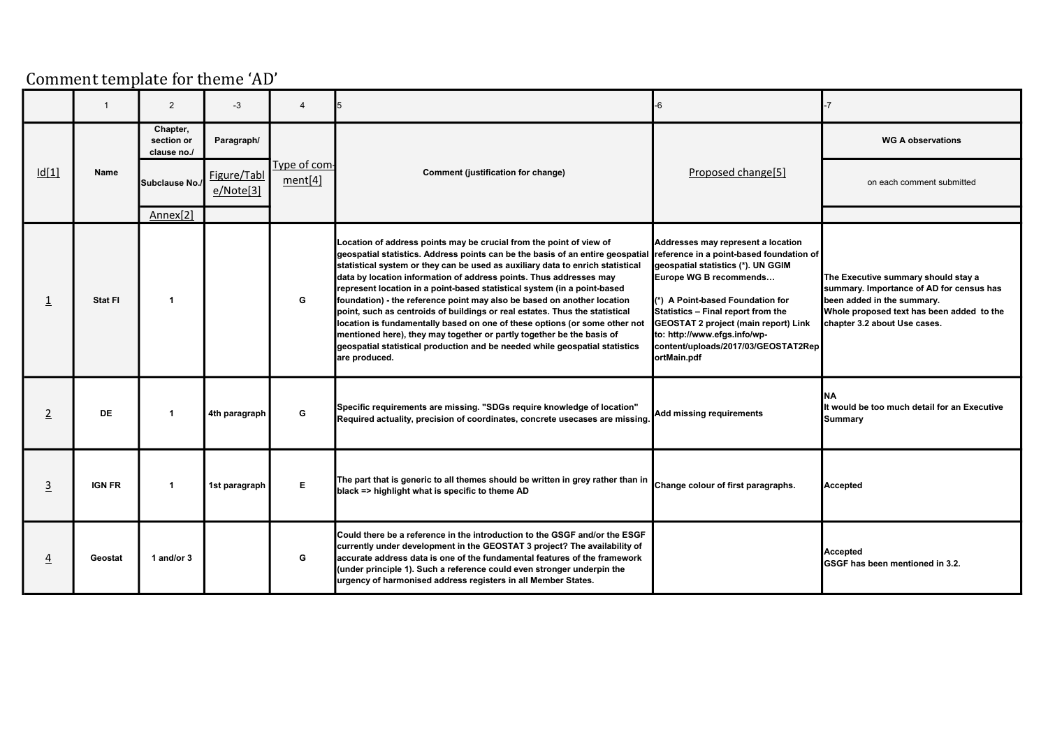# Comment template for theme 'AD'

| | 1 | 2 | -3 | 4 | 5 | -6 | -7 |
|---|---|---|---|---|---|---|---|
| Id[1] | Name | Chapter, section or clause no./ Subclause No./ Annex[2] | Paragraph/ Figure/Table/Note[3] | Type of comment[4] | Comment (justification for change) | Proposed change[5] | WG A observations on each comment submitted |
| 1 | Stat FI | 1 | | G | Location of address points may be crucial from the point of view of geospatial statistics. Address points can be the basis of an entire geospatial statistical system or they can be used as auxiliary data to enrich statistical data by location information of address points. Thus addresses may represent location in a point-based statistical system (in a point-based foundation) - the reference point may also be based on another location point, such as centroids of buildings or real estates. Thus the statistical location is fundamentally based on one of these options (or some other not mentioned here), they may together or partly together be the basis of geospatial statistical production and be needed while geospatial statistics are produced. | Addresses may represent a location reference in a point-based foundation of geospatial statistics (*). UN GGIM Europe WG B recommends…<br><br>(*) A Point-based Foundation for Statistics – Final report from the GEOSTAT 2 project (main report) Link to: http://www.efgs.info/wp-content/uploads/2017/03/GEOSTAT2ReportMain.pdf | The Executive summary should stay a summary. Importance of AD for census has been added in the summary.<br>Whole proposed text has been added to the chapter 3.2 about Use cases. |
| 2 | DE | 1 | 4th paragraph | G | Specific requirements are missing. "SDGs require knowledge of location" Required actuality, precision of coordinates, concrete usecases are missing. | Add missing requirements | NA<br>It would be too much detail for an Executive Summary |
| 3 | IGN FR | 1 | 1st paragraph | E | The part that is generic to all themes should be written in grey rather than in black => highlight what is specific to theme AD | Change colour of first paragraphs. | Accepted |
| 4 | Geostat | 1 and/or 3 | | G | Could there be a reference in the introduction to the GSGF and/or the ESGF currently under development in the GEOSTAT 3 project? The availability of accurate address data is one of the fundamental features of the framework (under principle 1). Such a reference could even stronger underpin the urgency of harmonised address registers in all Member States. | | Accepted<br>GSGF has been mentioned in 3.2. |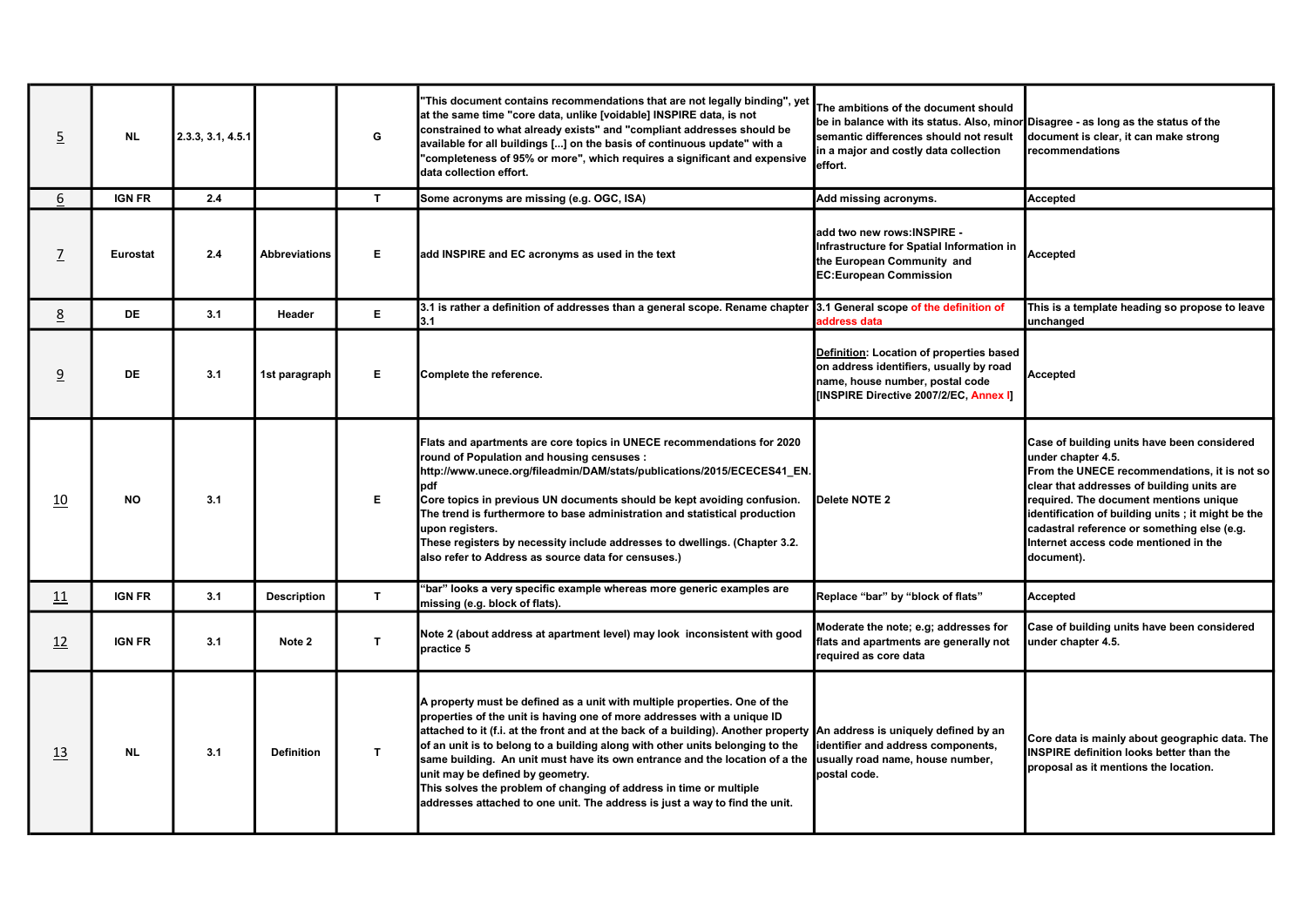| | | | | | | | |
|---|---|---|---|---|---|---|---|
| 5 | NL | 2.3.3, 3.1, 4.5.1 | | G | "This document contains recommendations that are not legally binding", yet at the same time "core data, unlike [voidable] INSPIRE data, is not constrained to what already exists" and "compliant addresses should be available for all buildings [...] on the basis of continuous update" with a "completeness of 95% or more", which requires a significant and expensive data collection effort. | The ambitions of the document should be in balance with its status. Also, minor semantic differences should not result in a major and costly data collection effort. | Disagree - as long as the status of the document is clear, it can make strong recommendations |
| 6 | IGN FR | 2.4 | | T | Some acronyms are missing (e.g. OGC, ISA) | Add missing acronyms. | Accepted |
| 7 | Eurostat | 2.4 | Abbreviations | E | add INSPIRE and EC acronyms as used in the text | add two new rows:INSPIRE - Infrastructure for Spatial Information in the European Community and EC:European Commission | Accepted |
| 8 | DE | 3.1 | Header | E | 3.1 is rather a definition of addresses than a general scope. Rename chapter 3.1 | 3.1 General scope of the definition of address data | This is a template heading so propose to leave unchanged |
| 9 | DE | 3.1 | 1st paragraph | E | Complete the reference. | Definition: Location of properties based on address identifiers, usually by road name, house number, postal code [INSPIRE Directive 2007/2/EC, Annex I] | Accepted |
| 10 | NO | 3.1 | | E | Flats and apartments are core topics in UNECE recommendations for 2020 round of Population and housing censuses : http://www.unece.org/fileadmin/DAM/stats/publications/2015/ECECES41_EN.pdf<br>Core topics in previous UN documents should be kept avoiding confusion. The trend is furthermore to base administration and statistical production upon registers.<br>These registers by necessity include addresses to dwellings. (Chapter 3.2. also refer to Address as source data for censuses.) | Delete NOTE 2 | Case of building units have been considered under chapter 4.5.<br>From the UNECE recommendations, it is not so clear that addresses of building units are required. The document mentions unique identification of building units ; it might be the cadastral reference or something else (e.g. Internet access code mentioned in the document). |
| 11 | IGN FR | 3.1 | Description | T | "bar" looks a very specific example whereas more generic examples are missing (e.g. block of flats). | Replace "bar" by "block of flats" | Accepted |
| 12 | IGN FR | 3.1 | Note 2 | T | Note 2 (about address at apartment level) may look inconsistent with good practice 5 | Moderate the note; e.g; addresses for flats and apartments are generally not required as core data | Case of building units have been considered under chapter 4.5. |
| 13 | NL | 3.1 | Definition | T | A property must be defined as a unit with multiple properties. One of the properties of the unit is having one of more addresses with a unique ID attached to it (f.i. at the front and at the back of a building). Another property of an unit is to belong to a building along with other units belonging to the same building. An unit must have its own entrance and the location of a the unit may be defined by geometry.<br>This solves the problem of changing of address in time or multiple addresses attached to one unit. The address is just a way to find the unit. | An address is uniquely defined by an identifier and address components, usually road name, house number, postal code. | Core data is mainly about geographic data. The INSPIRE definition looks better than the proposal as it mentions the location. |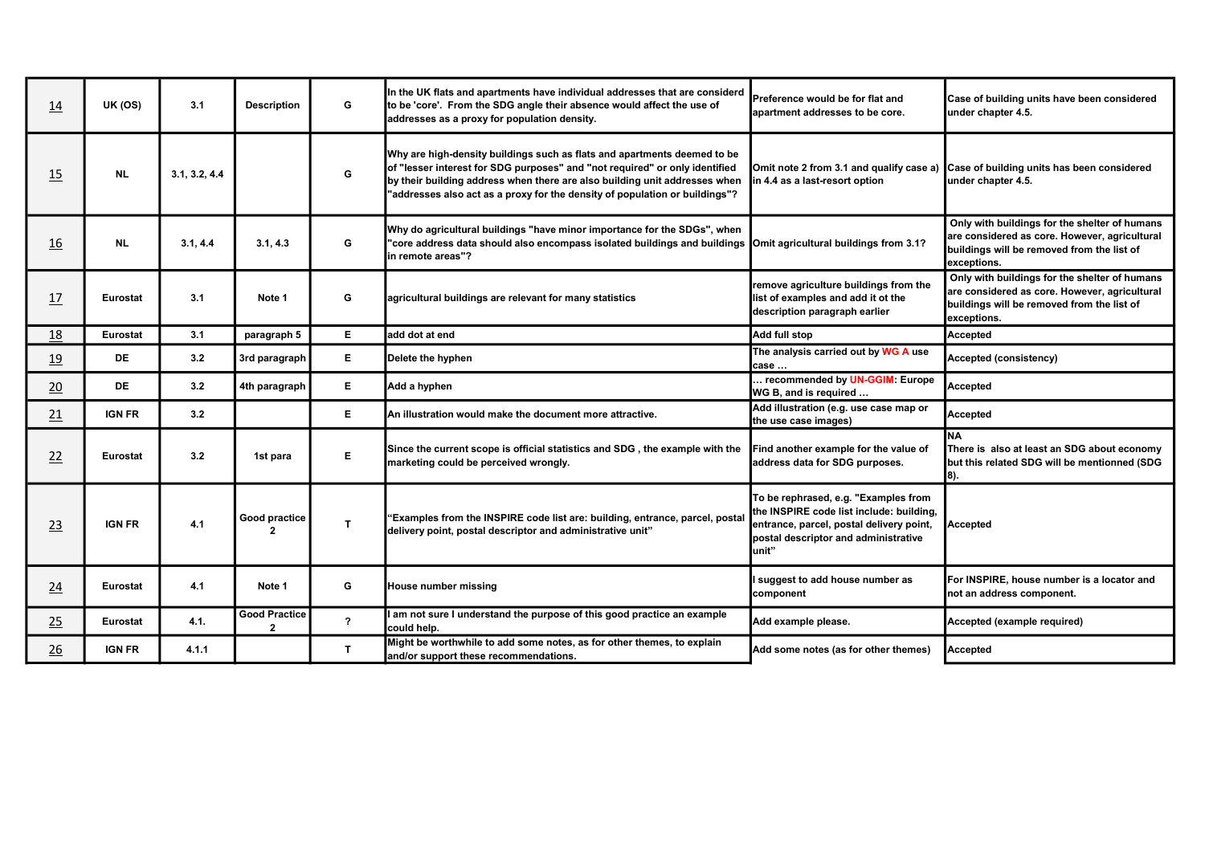| 14 | UK (OS) | 3.1 | Description | G | In the UK flats and apartments have individual addresses that are considerd to be 'core'. From the SDG angle their absence would affect the use of addresses as a proxy for population density. | Preference would be for flat and apartment addresses to be core. | Case of building units have been considered under chapter 4.5. |
|---|---|---|---|---|---|---|---|
| 15 | NL | 3.1, 3.2, 4.4 | | G | Why are high-density buildings such as flats and apartments deemed to be of "lesser interest for SDG purposes" and "not required" or only identified by their building address when there are also building unit addresses when "addresses also act as a proxy for the density of population or buildings"? | Omit note 2 from 3.1 and qualify case a) in 4.4 as a last-resort option | Case of building units has been considered under chapter 4.5. |
| 16 | NL | 3.1, 4.4 | 3.1, 4.3 | G | Why do agricultural buildings "have minor importance for the SDGs", when "core address data should also encompass isolated buildings and buildings in remote areas"? | Omit agricultural buildings from 3.1? | Only with buildings for the shelter of humans are considered as core. However, agricultural buildings will be removed from the list of exceptions. |
| 17 | Eurostat | 3.1 | Note 1 | G | agricultural buildings are relevant for many statistics | remove agriculture buildings from the list of examples and add it ot the description paragraph earlier | Only with buildings for the shelter of humans are considered as core. However, agricultural buildings will be removed from the list of exceptions. |
| 18 | Eurostat | 3.1 | paragraph 5 | E | add dot at end | Add full stop | Accepted |
| 19 | DE | 3.2 | 3rd paragraph | E | Delete the hyphen | The analysis carried out by WG A use case … | Accepted (consistency) |
| 20 | DE | 3.2 | 4th paragraph | E | Add a hyphen | … recommended by UN-GGIM: Europe WG B, and is required … | Accepted |
| 21 | IGN FR | 3.2 | | E | An illustration would make the document more attractive. | Add illustration (e.g. use case map or the use case images) | Accepted |
| 22 | Eurostat | 3.2 | 1st para | E | Since the current scope is official statistics and SDG , the example with the marketing could be perceived wrongly. | Find another example for the value of address data for SDG purposes. | NA<br>There is also at least an SDG about economy but this related SDG will be mentionned (SDG 8). |
| 23 | IGN FR | 4.1 | Good practice 2 | T | "Examples from the INSPIRE code list are: building, entrance, parcel, postal delivery point, postal descriptor and administrative unit" | To be rephrased, e.g. "Examples from the INSPIRE code list include: building, entrance, parcel, postal delivery point, postal descriptor and administrative unit" | Accepted |
| 24 | Eurostat | 4.1 | Note 1 | G | House number missing | I suggest to add house number as component | For INSPIRE, house number is a locator and not an address component. |
| 25 | Eurostat | 4.1. | Good Practice 2 | ? | I am not sure I understand the purpose of this good practice an example could help. | Add example please. | Accepted (example required) |
| 26 | IGN FR | 4.1.1 | | T | Might be worthwhile to add some notes, as for other themes, to explain and/or support these recommendations. | Add some notes (as for other themes) | Accepted |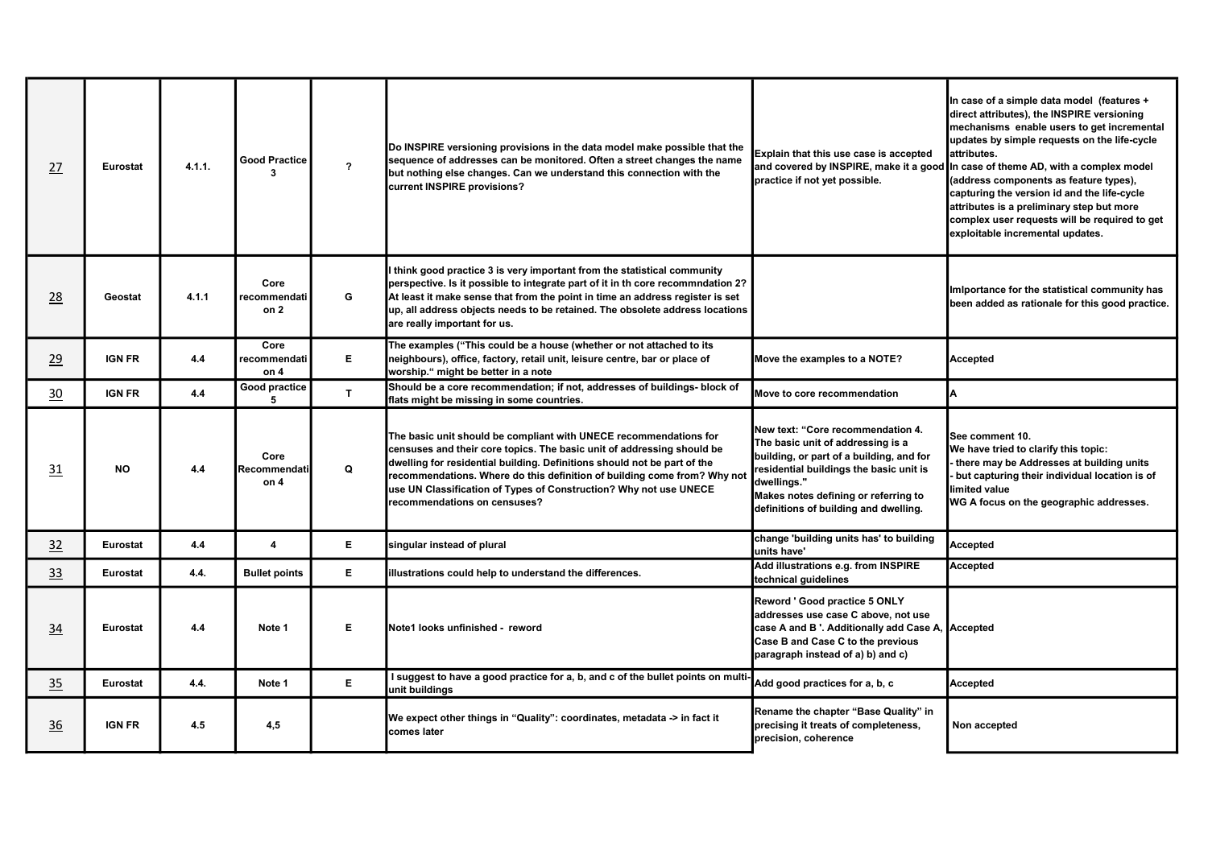| 27 | Eurostat | 4.1.1. | Good Practice 3 | ? | Do INSPIRE versioning provisions in the data model make possible that the sequence of addresses can be monitored. Often a street changes the name but nothing else changes. Can we understand this connection with the current INSPIRE provisions? | Explain that this use case is accepted and covered by INSPIRE, make it a good practice if not yet possible. | In case of a simple data model (features + direct attributes), the INSPIRE versioning mechanisms enable users to get incremental updates by simple requests on the life-cycle attributes.<br>In case of theme AD, with a complex model (address components as feature types), capturing the version id and the life-cycle attributes is a preliminary step but more complex user requests will be required to get exploitable incremental updates. |
|---|---|---|---|---|---|---|---|
| 28 | Geostat | 4.1.1 | Core recommendation 2 | G | I think good practice 3 is very important from the statistical community perspective. Is it possible to integrate part of it in th core recommndation 2? At least it make sense that from the point in time an address register is set up, all address objects needs to be retained. The obsolete address locations are really important for us. | | Imlportance for the statistical community has been added as rationale for this good practice. |
| 29 | IGN FR | 4.4 | Core recommendation 4 | E | The examples ("This could be a house (whether or not attached to its neighbours), office, factory, retail unit, leisure centre, bar or place of worship." might be better in a note | Move the examples to a NOTE? | Accepted |
| 30 | IGN FR | 4.4 | Good practice 5 | T | Should be a core recommendation; if not, addresses of buildings- block of flats might be missing in some countries. | Move to core recommendation | A |
| 31 | NO | 4.4 | Core Recommendation 4 | Q | The basic unit should be compliant with UNECE recommendations for censuses and their core topics. The basic unit of addressing should be dwelling for residential building. Definitions should not be part of the recommendations. Where do this definition of building come from? Why not use UN Classification of Types of Construction? Why not use UNECE recommendations on censuses? | New text: "Core recommendation 4. The basic unit of addressing is a building, or part of a building, and for residential buildings the basic unit is dwellings."<br>Makes notes defining or referring to definitions of building and dwelling. | See comment 10.<br>We have tried to clarify this topic:<br>- there may be Addresses at building units<br>- but capturing their individual location is of limited value<br>WG A focus on the geographic addresses. |
| 32 | Eurostat | 4.4 | 4 | E | singular instead of plural | change 'building units has' to building units have' | Accepted |
| 33 | Eurostat | 4.4. | Bullet points | E | illustrations could help to understand the differences. | Add illustrations e.g. from INSPIRE technical guidelines | Accepted |
| 34 | Eurostat | 4.4 | Note 1 | E | Note1 looks unfinished - reword | Reword ' Good practice 5 ONLY addresses use case C above, not use case A and B '. Additionally add Case A, Case B and Case C to the previous paragraph instead of a) b) and c) | Accepted |
| 35 | Eurostat | 4.4. | Note 1 | E | I suggest to have a good practice for a, b, and c of the bullet points on multi-unit buildings | Add good practices for a, b, c | Accepted |
| 36 | IGN FR | 4.5 | 4,5 | | We expect other things in "Quality": coordinates, metadata -> in fact it comes later | Rename the chapter "Base Quality" in precising it treats of completeness, precision, coherence | Non accepted |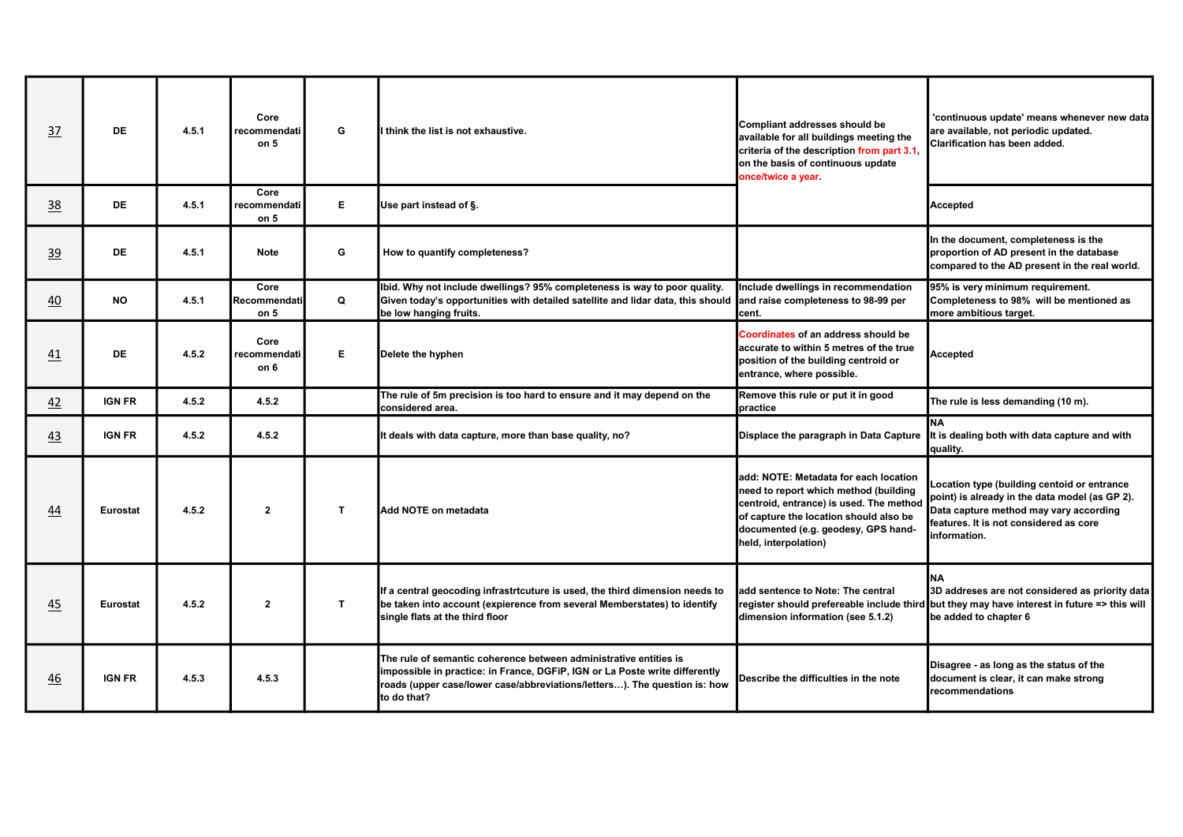| | | | | | | | |
|---|---|---|---|---|---|---|---|
| 37 | DE | 4.5.1 | Core recommendation 5 | G | I think the list is not exhaustive. | Compliant addresses should be available for all buildings meeting the criteria of the description from part 3.1, on the basis of continuous update once/twice a year. | 'continuous update' means whenever new data are available, not periodic updated. Clarification has been added. |
| 38 | DE | 4.5.1 | Core recommendation 5 | E | Use part instead of §. | | Accepted |
| 39 | DE | 4.5.1 | Note | G | How to quantify completeness? | | In the document, completeness is the proportion of AD present in the database compared to the AD present in the real world. |
| 40 | NO | 4.5.1 | Core Recommendation 5 | Q | Ibid. Why not include dwellings? 95% completeness is way to poor quality. Given today's opportunities with detailed satellite and lidar data, this should be low hanging fruits. | Include dwellings in recommendation and raise completeness to 98-99 per cent. | 95% is very minimum requirement. Completeness to 98% will be mentioned as more ambitious target. |
| 41 | DE | 4.5.2 | Core recommendation 6 | E | Delete the hyphen | Coordinates of an address should be accurate to within 5 metres of the true position of the building centroid or entrance, where possible. | Accepted |
| 42 | IGN FR | 4.5.2 | 4.5.2 | | The rule of 5m precision is too hard to ensure and it may depend on the considered area. | Remove this rule or put it in good practice | The rule is less demanding (10 m). |
| 43 | IGN FR | 4.5.2 | 4.5.2 | | It deals with data capture, more than base quality, no? | Displace the paragraph in Data Capture | NA<br>It is dealing both with data capture and with quality. |
| 44 | Eurostat | 4.5.2 | 2 | T | Add NOTE on metadata | add: NOTE: Metadata for each location need to report which method (building centroid, entrance) is used. The method of capture the location should also be documented (e.g. geodesy, GPS hand-held, interpolation) | Location type (building centoid or entrance point) is already in the data model (as GP 2). Data capture method may vary according features. It is not considered as core information. |
| 45 | Eurostat | 4.5.2 | 2 | T | If a central geocoding infrastrtcuture is used, the third dimension needs to be taken into account (expierence from several Memberstates) to identify single flats at the third floor | add sentence to Note: The central register should prefereable include third dimension information (see 5.1.2) | NA<br>3D addreses are not considered as priority data but they may have interest in future => this will be added to chapter 6 |
| 46 | IGN FR | 4.5.3 | 4.5.3 | | The rule of semantic coherence between administrative entities is impossible in practice: in France, DGFiP, IGN or La Poste write differently roads (upper case/lower case/abbreviations/letters…). The question is: how to do that? | Describe the difficulties in the note | Disagree - as long as the status of the document is clear, it can make strong recommendations |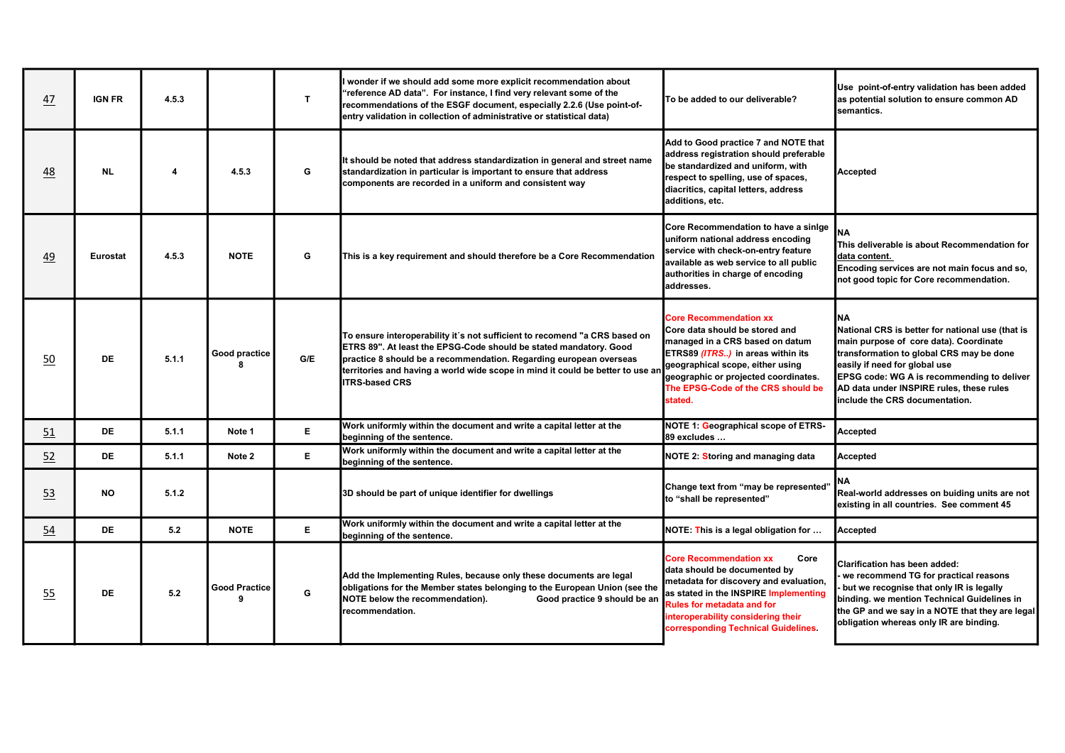| 47 | IGN FR | 4.5.3 | | T | I wonder if we should add some more explicit recommendation about "reference AD data". For instance, I find very relevant some of the recommendations of the ESGF document, especially 2.2.6 (Use point-of-entry validation in collection of administrative or statistical data) | To be added to our deliverable? | Use point-of-entry validation has been added as potential solution to ensure common AD semantics. |
|---|---|---|---|---|---|---|---|
| 48 | NL | 4 | 4.5.3 | G | It should be noted that address standardization in general and street name standardization in particular is important to ensure that address components are recorded in a uniform and consistent way | Add to Good practice 7 and NOTE that address registration should preferable be standardized and uniform, with respect to spelling, use of spaces, diacritics, capital letters, address additions, etc. | Accepted |
| 49 | Eurostat | 4.5.3 | NOTE | G | This is a key requirement and should therefore be a Core Recommendation | Core Recommendation to have a sinlge uniform national address encoding service with check-on-entry feature available as web service to all public authorities in charge of encoding addresses. | NA<br>This deliverable is about Recommendation for data content.<br>Encoding services are not main focus and so, not good topic for Core recommendation. |
| 50 | DE | 5.1.1 | Good practice 8 | G/E | To ensure interoperability it´s not sufficient to recomend "a CRS based on ETRS 89". At least the EPSG-Code should be stated mandatory. Good practice 8 should be a recommendation. Regarding european overseas territories and having a world wide scope in mind it could be better to use an ITRS-based CRS | Core Recommendation xx<br>Core data should be stored and managed in a CRS based on datum ETRS89 *(ITRS..)* in areas within its geographical scope, either using geographic or projected coordinates. The EPSG-Code of the CRS should be stated. | NA<br>National CRS is better for national use (that is main purpose of core data). Coordinate transformation to global CRS may be done easily if need for global use<br>EPSG code: WG A is recommending to deliver AD data under INSPIRE rules, these rules include the CRS documentation. |
| 51 | DE | 5.1.1 | Note 1 | E | Work uniformly within the document and write a capital letter at the beginning of the sentence. | NOTE 1: Geographical scope of ETRS-89 excludes … | Accepted |
| 52 | DE | 5.1.1 | Note 2 | E | Work uniformly within the document and write a capital letter at the beginning of the sentence. | NOTE 2: Storing and managing data | Accepted |
| 53 | NO | 5.1.2 | | | 3D should be part of unique identifier for dwellings | Change text from "may be represented" to "shall be represented" | NA<br>Real-world addresses on buiding units are not existing in all countries. See comment 45 |
| 54 | DE | 5.2 | NOTE | E | Work uniformly within the document and write a capital letter at the beginning of the sentence. | NOTE: This is a legal obligation for … | Accepted |
| 55 | DE | 5.2 | Good Practice 9 | G | Add the Implementing Rules, because only these documents are legal obligations for the Member states belonging to the European Union (see the NOTE below the recommendation). Good practice 9 should be an recommendation. | Core Recommendation xx Core data should be documented by metadata for discovery and evaluation, as stated in the INSPIRE Implementing Rules for metadata and for interoperability considering their corresponding Technical Guidelines. | Clarification has been added:<br>- we recommend TG for practical reasons<br>- but we recognise that only IR is legally binding. we mention Technical Guidelines in the GP and we say in a NOTE that they are legal obligation whereas only IR are binding. |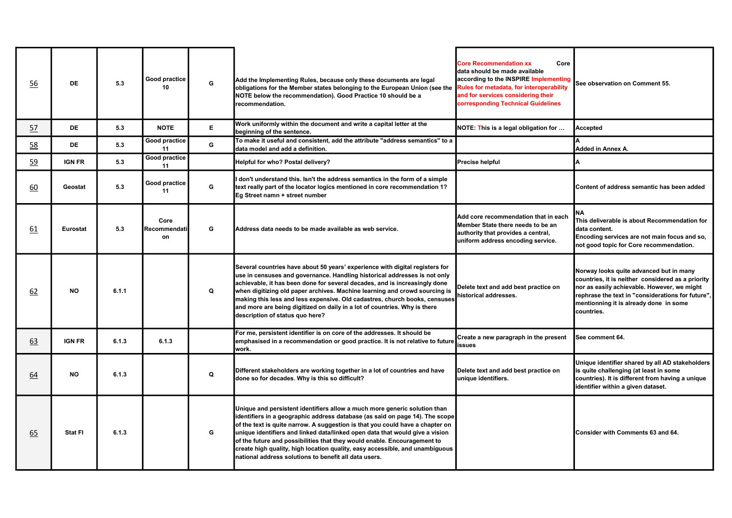| | | | | | | | |
|---|---|---|---|---|---|---|---|
| 56 | DE | 5.3 | Good practice 10 | G | Add the Implementing Rules, because only these documents are legal obligations for the Member states belonging to the European Union (see the NOTE below the recommendation). Good Practice 10 should be a recommendation. | Core Recommendation xx Core data should be made available according to the INSPIRE Implementing Rules for metadata, for interoperability and for services considering their corresponding Technical Guidelines | See observation on Comment 55. |
| 57 | DE | 5.3 | NOTE | E | Work uniformly within the document and write a capital letter at the beginning of the sentence. | NOTE: This is a legal obligation for … | Accepted |
| 58 | DE | 5.3 | Good practice 11 | G | To make it useful and consistent, add the attribute "address semantics" to a data model and add a definition. | | A<br>Added in Annex A. |
| 59 | IGN FR | 5.3 | Good practice 11 | | Helpful for who? Postal delivery? | Precise helpful | A |
| 60 | Geostat | 5.3 | Good practice 11 | G | I don't understand this. Isn't the address semantics in the form of a simple text really part of the locator logics mentioned in core recommendation 1? Eg Street namn + street number | | Content of address semantic has been added |
| 61 | Eurostat | 5.3 | Core Recommendation | G | Address data needs to be made available as web service. | Add core recommendation that in each Member State there needs to be an authority that provides a central, uniform address encoding service. | NA<br>This deliverable is about Recommendation for data content.<br>Encoding services are not main focus and so, not good topic for Core recommendation. |
| 62 | NO | 6.1.1 | | Q | Several countries have about 50 years' experience with digital registers for use in censuses and governance. Handling historical addresses is not only achievable, it has been done for several decades, and is increasingly done when digitizing old paper archives. Machine learning and crowd sourcing is making this less and less expensive. Old cadastres, church books, censuses and more are being digitized on daily in a lot of countries. Why is there description of status quo here? | Delete text and add best practice on historical addresses. | Norway looks quite advanced but in many countries, it is neither considered as a priority nor as easily achievable. However, we might rephrase the text in "considerations for future", mentionning it is already done in some countries. |
| 63 | IGN FR | 6.1.3 | 6.1.3 | | For me, persistent identifier is on core of the addresses. It should be emphasised in a recommendation or good practice. It is not relative to future work. | Create a new paragraph in the present issues | See comment 64. |
| 64 | NO | 6.1.3 | | Q | Different stakeholders are working together in a lot of countries and have done so for decades. Why is this so difficult? | Delete text and add best practice on unique identifiers. | Unique identifier shared by all AD stakeholders is quite challenging (at least in some countries). It is different from having a unique identifier within a given dataset. |
| 65 | Stat FI | 6.1.3 | | G | Unique and persistent identifiers allow a much more generic solution than identifiers in a geographic address database (as said on page 14). The scope of the text is quite narrow. A suggestion is that you could have a chapter on unique identifiers and linked data/linked open data that would give a vision of the future and possibilities that they would enable. Encouragement to create high quality, high location quality, easy accessible, and unambiguous national address solutions to benefit all data users. | | Consider with Comments 63 and 64. |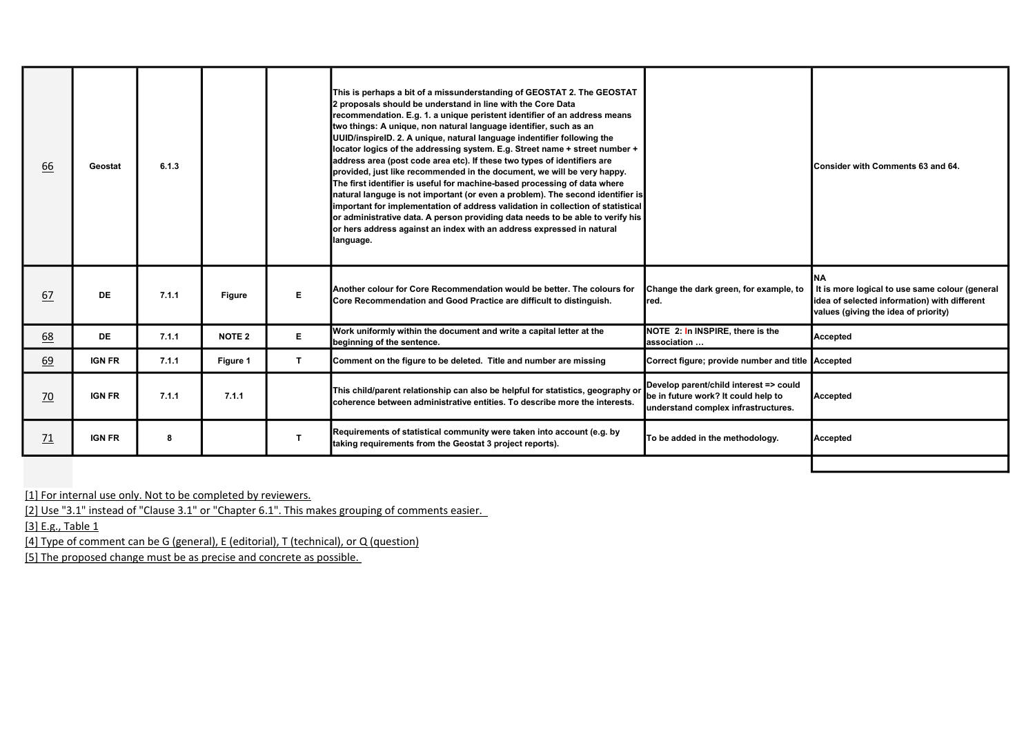| | | | | | | | |
|---|---|---|---|---|---|---|---|
| 66 | Geostat | 6.1.3 | | | This is perhaps a bit of a missunderstanding of GEOSTAT 2. The GEOSTAT 2 proposals should be understand in line with the Core Data recommendation. E.g. 1. a unique peristent identifier of an address means two things: A unique, non natural language identifier, such as an UUID/inspireID. 2. A unique, natural language indentifier following the locator logics of the addressing system. E.g. Street name + street number + address area (post code area etc). If these two types of identifiers are provided, just like recommended in the document, we will be very happy. The first identifier is useful for machine-based processing of data where natural languge is not important (or even a problem). The second identifier is important for implementation of address validation in collection of statistical or administrative data. A person providing data needs to be able to verify his or hers address against an index with an address expressed in natural language. | | Consider with Comments 63 and 64. |
| 67 | DE | 7.1.1 | Figure | E | Another colour for Core Recommendation would be better. The colours for Core Recommendation and Good Practice are difficult to distinguish. | Change the dark green, for example, to red. | NA<br>It is more logical to use same colour (general idea of selected information) with different values (giving the idea of priority) |
| 68 | DE | 7.1.1 | NOTE 2 | E | Work uniformly within the document and write a capital letter at the beginning of the sentence. | NOTE 2: In INSPIRE, there is the association … | Accepted |
| 69 | IGN FR | 7.1.1 | Figure 1 | T | Comment on the figure to be deleted. Title and number are missing | Correct figure; provide number and title | Accepted |
| 70 | IGN FR | 7.1.1 | 7.1.1 | | This child/parent relationship can also be helpful for statistics, geography or coherence between administrative entities. To describe more the interests. | Develop parent/child interest => could be in future work? It could help to understand complex infrastructures. | Accepted |
| 71 | IGN FR | 8 | | T | Requirements of statistical community were taken into account (e.g. by taking requirements from the Geostat 3 project reports). | To be added in the methodology. | Accepted |

[1] For internal use only. Not to be completed by reviewers.

[2] Use "3.1" instead of "Clause 3.1" or "Chapter 6.1". This makes grouping of comments easier.

[3] E.g., Table 1

[4] Type of comment can be G (general), E (editorial), T (technical), or Q (question)

[5] The proposed change must be as precise and concrete as possible.